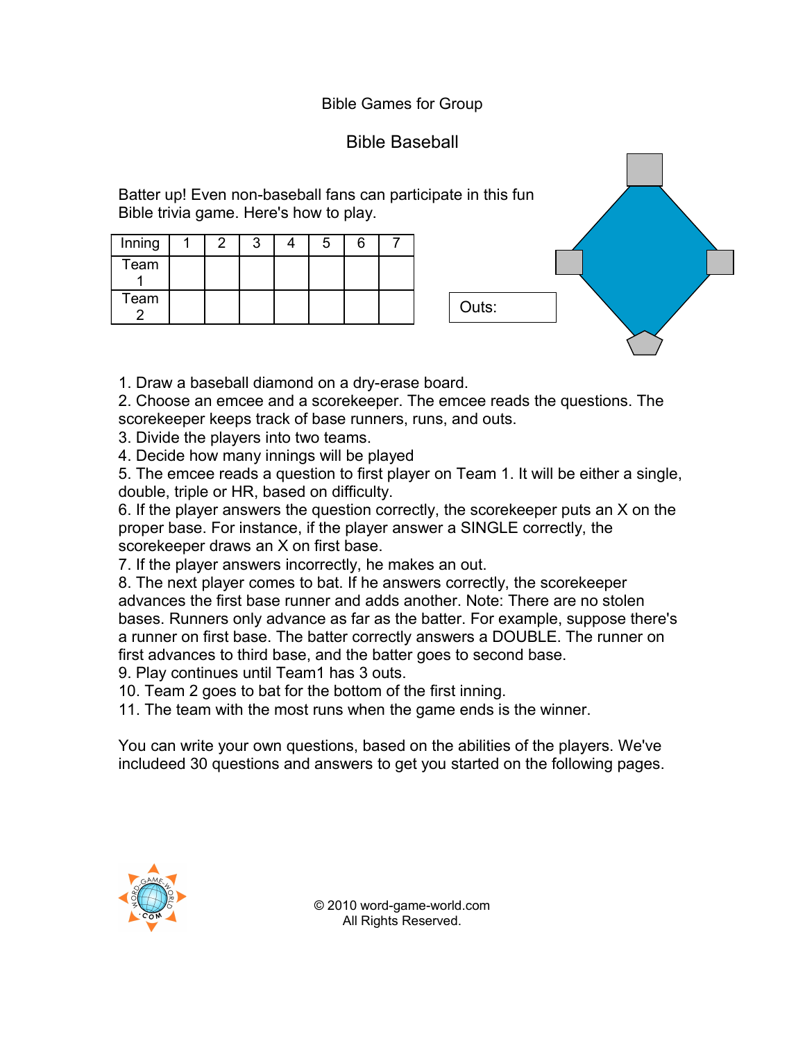Bible Games for Group

# Bible Baseball

Batter up! Even non-baseball fans can participate in this fun Bible trivia game. Here's how to play.

| Inning | 1 | 2 | 3 | 4 | 5 | 6 | 7 |
|---|---|---|---|---|---|---|---|
| Team 1 | | | | | | | |
| Team 2 | | | | | | | |

Outs:

1. Draw a baseball diamond on a dry-erase board.
2. Choose an emcee and a scorekeeper. The emcee reads the questions. The scorekeeper keeps track of base runners, runs, and outs.
3. Divide the players into two teams.
4. Decide how many innings will be played
5. The emcee reads a question to first player on Team 1. It will be either a single, double, triple or HR, based on difficulty.
6. If the player answers the question correctly, the scorekeeper puts an X on the proper base. For instance, if the player answer a SINGLE correctly, the scorekeeper draws an X on first base.
7. If the player answers incorrectly, he makes an out.
8. The next player comes to bat. If he answers correctly, the scorekeeper advances the first base runner and adds another. Note: There are no stolen bases. Runners only advance as far as the batter. For example, suppose there's a runner on first base. The batter correctly answers a DOUBLE. The runner on first advances to third base, and the batter goes to second base.
9. Play continues until Team1 has 3 outs.
10. Team 2 goes to bat for the bottom of the first inning.
11. The team with the most runs when the game ends is the winner.

You can write your own questions, based on the abilities of the players. We've includeed 30 questions and answers to get you started on the following pages.

© 2010 word-game-world.com
All Rights Reserved.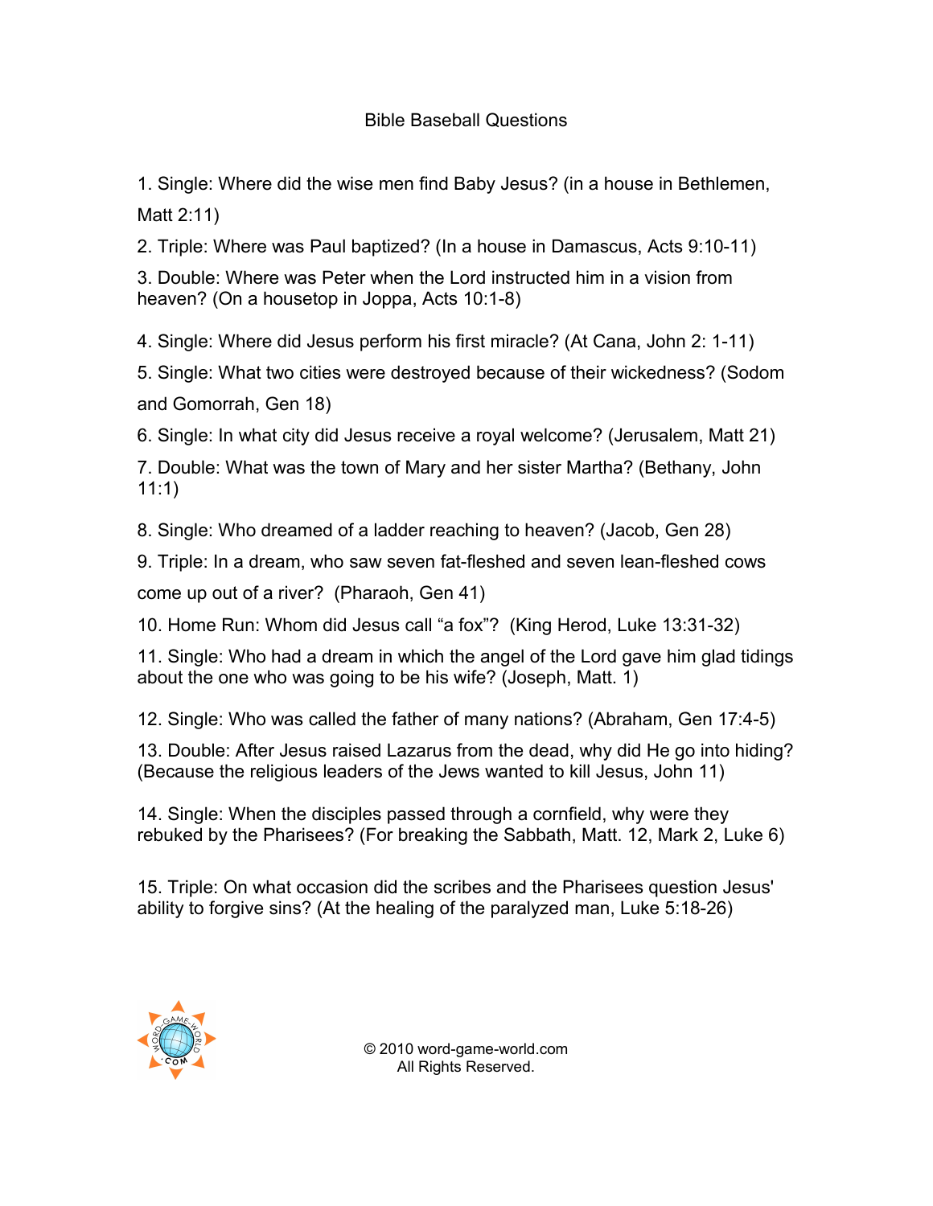Bible Baseball Questions

1. Single: Where did the wise men find Baby Jesus? (in a house in Bethlemen, Matt 2:11)

2. Triple: Where was Paul baptized? (In a house in Damascus, Acts 9:10-11)

3. Double: Where was Peter when the Lord instructed him in a vision from heaven? (On a housetop in Joppa, Acts 10:1-8)

4. Single: Where did Jesus perform his first miracle? (At Cana, John 2: 1-11)

5. Single: What two cities were destroyed because of their wickedness? (Sodom and Gomorrah, Gen 18)

6. Single: In what city did Jesus receive a royal welcome? (Jerusalem, Matt 21)

7. Double: What was the town of Mary and her sister Martha? (Bethany, John 11:1)

8. Single: Who dreamed of a ladder reaching to heaven? (Jacob, Gen 28)

9. Triple: In a dream, who saw seven fat-fleshed and seven lean-fleshed cows come up out of a river? (Pharaoh, Gen 41)

10. Home Run: Whom did Jesus call "a fox"? (King Herod, Luke 13:31-32)

11. Single: Who had a dream in which the angel of the Lord gave him glad tidings about the one who was going to be his wife? (Joseph, Matt. 1)

12. Single: Who was called the father of many nations? (Abraham, Gen 17:4-5)

13. Double: After Jesus raised Lazarus from the dead, why did He go into hiding? (Because the religious leaders of the Jews wanted to kill Jesus, John 11)

14. Single: When the disciples passed through a cornfield, why were they rebuked by the Pharisees? (For breaking the Sabbath, Matt. 12, Mark 2, Luke 6)

15. Triple: On what occasion did the scribes and the Pharisees question Jesus' ability to forgive sins? (At the healing of the paralyzed man, Luke 5:18-26)

© 2010 word-game-world.com
All Rights Reserved.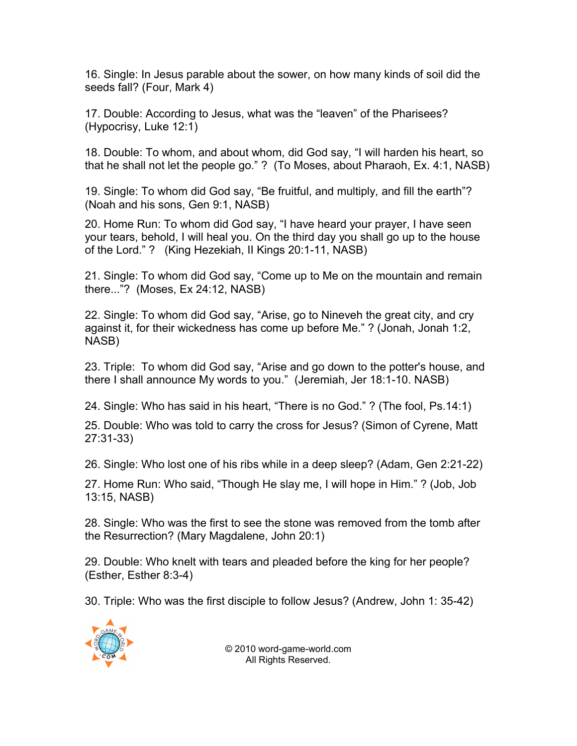16. Single: In Jesus parable about the sower, on how many kinds of soil did the seeds fall? (Four, Mark 4)

17. Double: According to Jesus, what was the “leaven” of the Pharisees? (Hypocrisy, Luke 12:1)

18. Double: To whom, and about whom, did God say, “I will harden his heart, so that he shall not let the people go.” ? (To Moses, about Pharaoh, Ex. 4:1, NASB)

19. Single: To whom did God say, “Be fruitful, and multiply, and fill the earth”? (Noah and his sons, Gen 9:1, NASB)

20. Home Run: To whom did God say, “I have heard your prayer, I have seen your tears, behold, I will heal you. On the third day you shall go up to the house of the Lord.” ? (King Hezekiah, II Kings 20:1-11, NASB)

21. Single: To whom did God say, “Come up to Me on the mountain and remain there...”? (Moses, Ex 24:12, NASB)

22. Single: To whom did God say, “Arise, go to Nineveh the great city, and cry against it, for their wickedness has come up before Me.” ? (Jonah, Jonah 1:2, NASB)

23. Triple: To whom did God say, “Arise and go down to the potter's house, and there I shall announce My words to you.” (Jeremiah, Jer 18:1-10. NASB)

24. Single: Who has said in his heart, “There is no God.” ? (The fool, Ps.14:1)

25. Double: Who was told to carry the cross for Jesus? (Simon of Cyrene, Matt 27:31-33)

26. Single: Who lost one of his ribs while in a deep sleep? (Adam, Gen 2:21-22)

27. Home Run: Who said, “Though He slay me, I will hope in Him.” ? (Job, Job 13:15, NASB)

28. Single: Who was the first to see the stone was removed from the tomb after the Resurrection? (Mary Magdalene, John 20:1)

29. Double: Who knelt with tears and pleaded before the king for her people? (Esther, Esther 8:3-4)

30. Triple: Who was the first disciple to follow Jesus? (Andrew, John 1: 35-42)

© 2010 word-game-world.com
All Rights Reserved.